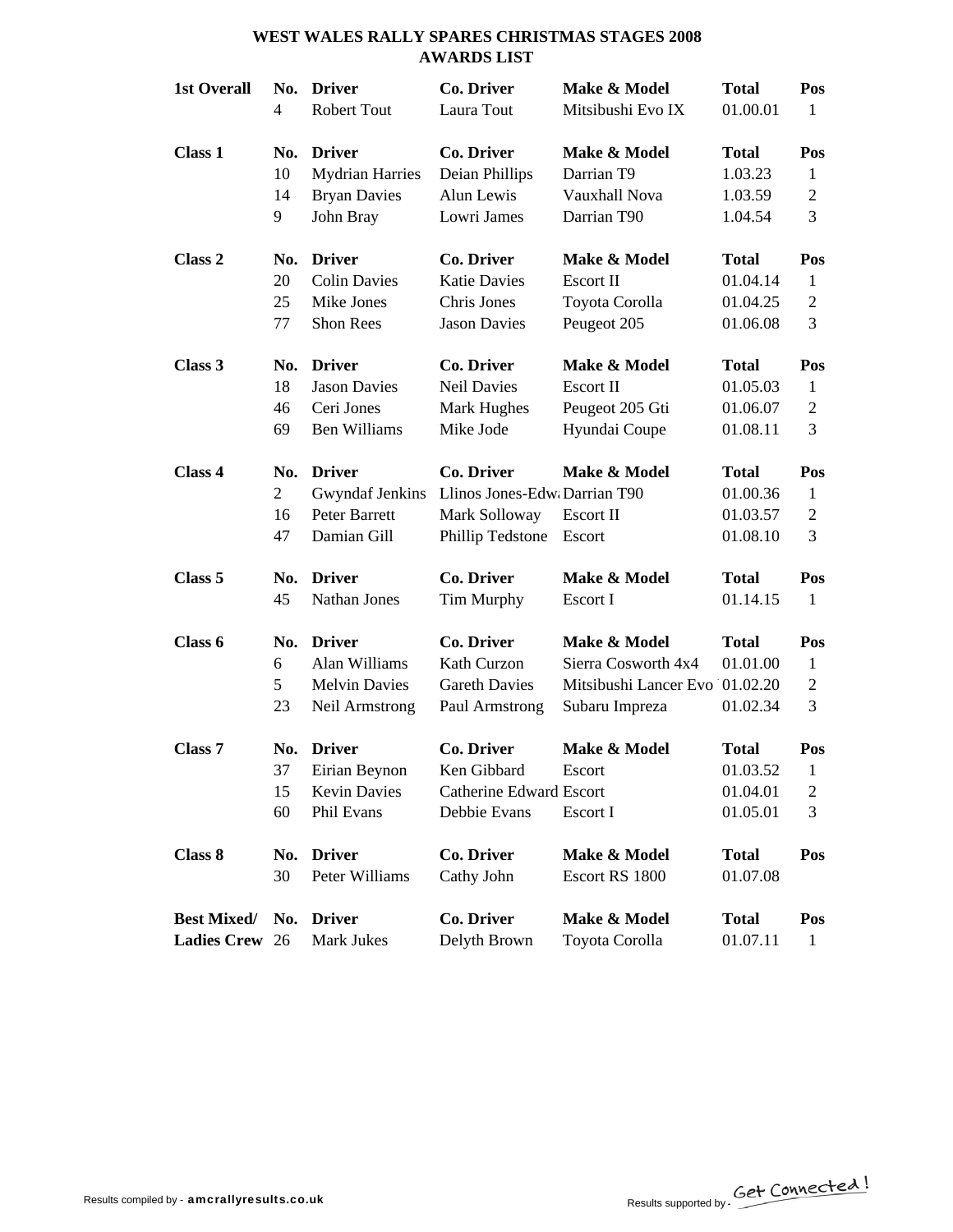# WEST WALES RALLY SPARES CHRISTMAS STAGES 2008
## AWARDS LIST

| | No. | Driver | Co. Driver | Make & Model | Total | Pos |
|---|---|---|---|---|---|---|
| **1st Overall** | **No.** | **Driver** | **Co. Driver** | **Make & Model** | **Total** | **Pos** |
| | 4 | Robert Tout | Laura Tout | Mitsibushi Evo IX | 01.00.01 | 1 |
| **Class 1** | **No.** | **Driver** | **Co. Driver** | **Make & Model** | **Total** | **Pos** |
| | 10 | Mydrian Harries | Deian Phillips | Darrian T9 | 1.03.23 | 1 |
| | 14 | Bryan Davies | Alun Lewis | Vauxhall Nova | 1.03.59 | 2 |
| | 9 | John Bray | Lowri James | Darrian T90 | 1.04.54 | 3 |
| **Class 2** | **No.** | **Driver** | **Co. Driver** | **Make & Model** | **Total** | **Pos** |
| | 20 | Colin Davies | Katie Davies | Escort II | 01.04.14 | 1 |
| | 25 | Mike Jones | Chris Jones | Toyota Corolla | 01.04.25 | 2 |
| | 77 | Shon Rees | Jason Davies | Peugeot 205 | 01.06.08 | 3 |
| **Class 3** | **No.** | **Driver** | **Co. Driver** | **Make & Model** | **Total** | **Pos** |
| | 18 | Jason Davies | Neil Davies | Escort II | 01.05.03 | 1 |
| | 46 | Ceri Jones | Mark Hughes | Peugeot 205 Gti | 01.06.07 | 2 |
| | 69 | Ben Williams | Mike Jode | Hyundai Coupe | 01.08.11 | 3 |
| **Class 4** | **No.** | **Driver** | **Co. Driver** | **Make & Model** | **Total** | **Pos** |
| | 2 | Gwyndaf Jenkins | Llinos Jones-Edw | Darrian T90 | 01.00.36 | 1 |
| | 16 | Peter Barrett | Mark Solloway | Escort II | 01.03.57 | 2 |
| | 47 | Damian Gill | Phillip Tedstone | Escort | 01.08.10 | 3 |
| **Class 5** | **No.** | **Driver** | **Co. Driver** | **Make & Model** | **Total** | **Pos** |
| | 45 | Nathan Jones | Tim Murphy | Escort I | 01.14.15 | 1 |
| **Class 6** | **No.** | **Driver** | **Co. Driver** | **Make & Model** | **Total** | **Pos** |
| | 6 | Alan Williams | Kath Curzon | Sierra Cosworth 4x4 | 01.01.00 | 1 |
| | 5 | Melvin Davies | Gareth Davies | Mitsibushi Lancer Evo | 01.02.20 | 2 |
| | 23 | Neil Armstrong | Paul Armstrong | Subaru Impreza | 01.02.34 | 3 |
| **Class 7** | **No.** | **Driver** | **Co. Driver** | **Make & Model** | **Total** | **Pos** |
| | 37 | Eirian Beynon | Ken Gibbard | Escort | 01.03.52 | 1 |
| | 15 | Kevin Davies | Catherine Edward | Escort | 01.04.01 | 2 |
| | 60 | Phil Evans | Debbie Evans | Escort I | 01.05.01 | 3 |
| **Class 8** | **No.** | **Driver** | **Co. Driver** | **Make & Model** | **Total** | **Pos** |
| | 30 | Peter Williams | Cathy John | Escort RS 1800 | 01.07.08 | |
| **Best Mixed/** | **No.** | **Driver** | **Co. Driver** | **Make & Model** | **Total** | **Pos** |
| **Ladies Crew** | 26 | Mark Jukes | Delyth Brown | Toyota Corolla | 01.07.11 | 1 |

Results compiled by - **amcrallyresults.co.uk**

Results supported by - Get Connected!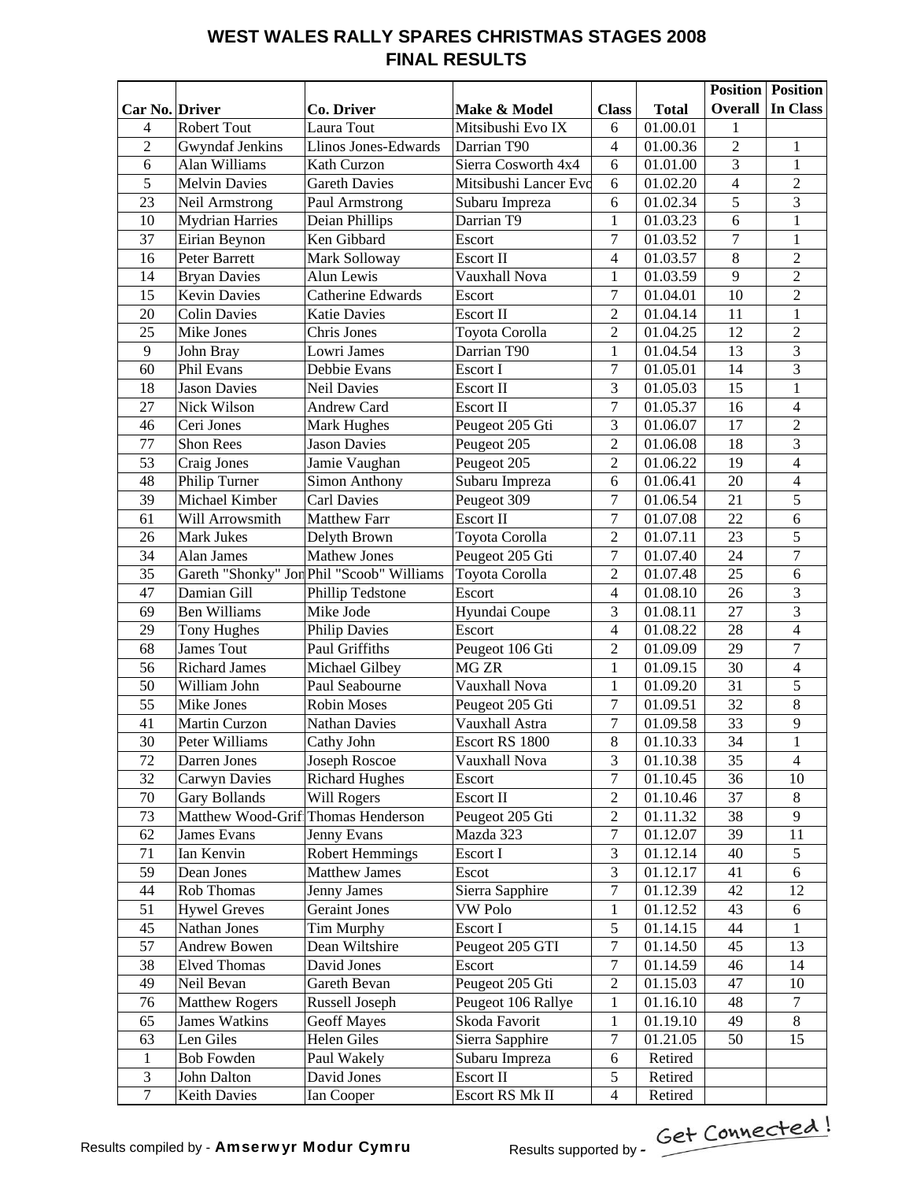# WEST WALES RALLY SPARES CHRISTMAS STAGES 2008
## FINAL RESULTS

| Car No. | Driver | Co. Driver | Make & Model | Class | Total | Position Overall | Position In Class |
|---|---|---|---|---|---|---|---|
| 4 | Robert Tout | Laura Tout | Mitsibushi Evo IX | 6 | 01.00.01 | 1 | |
| 2 | Gwyndaf Jenkins | Llinos Jones-Edwards | Darrian T90 | 4 | 01.00.36 | 2 | 1 |
| 6 | Alan Williams | Kath Curzon | Sierra Cosworth 4x4 | 6 | 01.01.00 | 3 | 1 |
| 5 | Melvin Davies | Gareth Davies | Mitsibushi Lancer Evo | 6 | 01.02.20 | 4 | 2 |
| 23 | Neil Armstrong | Paul Armstrong | Subaru Impreza | 6 | 01.02.34 | 5 | 3 |
| 10 | Mydrian Harries | Deian Phillips | Darrian T9 | 1 | 01.03.23 | 6 | 1 |
| 37 | Eirian Beynon | Ken Gibbard | Escort | 7 | 01.03.52 | 7 | 1 |
| 16 | Peter Barrett | Mark Solloway | Escort II | 4 | 01.03.57 | 8 | 2 |
| 14 | Bryan Davies | Alun Lewis | Vauxhall Nova | 1 | 01.03.59 | 9 | 2 |
| 15 | Kevin Davies | Catherine Edwards | Escort | 7 | 01.04.01 | 10 | 2 |
| 20 | Colin Davies | Katie Davies | Escort II | 2 | 01.04.14 | 11 | 1 |
| 25 | Mike Jones | Chris Jones | Toyota Corolla | 2 | 01.04.25 | 12 | 2 |
| 9 | John Bray | Lowri James | Darrian T90 | 1 | 01.04.54 | 13 | 3 |
| 60 | Phil Evans | Debbie Evans | Escort I | 7 | 01.05.01 | 14 | 3 |
| 18 | Jason Davies | Neil Davies | Escort II | 3 | 01.05.03 | 15 | 1 |
| 27 | Nick Wilson | Andrew Card | Escort II | 7 | 01.05.37 | 16 | 4 |
| 46 | Ceri Jones | Mark Hughes | Peugeot 205 Gti | 3 | 01.06.07 | 17 | 2 |
| 77 | Shon Rees | Jason Davies | Peugeot 205 | 2 | 01.06.08 | 18 | 3 |
| 53 | Craig Jones | Jamie Vaughan | Peugeot 205 | 2 | 01.06.22 | 19 | 4 |
| 48 | Philip Turner | Simon Anthony | Subaru Impreza | 6 | 01.06.41 | 20 | 4 |
| 39 | Michael Kimber | Carl Davies | Peugeot 309 | 7 | 01.06.54 | 21 | 5 |
| 61 | Will Arrowsmith | Matthew Farr | Escort II | 7 | 01.07.08 | 22 | 6 |
| 26 | Mark Jukes | Delyth Brown | Toyota Corolla | 2 | 01.07.11 | 23 | 5 |
| 34 | Alan James | Mathew Jones | Peugeot 205 Gti | 7 | 01.07.40 | 24 | 7 |
| 35 | Gareth "Shonky" Jon | Phil "Scoob" Williams | Toyota Corolla | 2 | 01.07.48 | 25 | 6 |
| 47 | Damian Gill | Phillip Tedstone | Escort | 4 | 01.08.10 | 26 | 3 |
| 69 | Ben Williams | Mike Jode | Hyundai Coupe | 3 | 01.08.11 | 27 | 3 |
| 29 | Tony Hughes | Philip Davies | Escort | 4 | 01.08.22 | 28 | 4 |
| 68 | James Tout | Paul Griffiths | Peugeot 106 Gti | 2 | 01.09.09 | 29 | 7 |
| 56 | Richard James | Michael Gilbey | MG ZR | 1 | 01.09.15 | 30 | 4 |
| 50 | William John | Paul Seabourne | Vauxhall Nova | 1 | 01.09.20 | 31 | 5 |
| 55 | Mike Jones | Robin Moses | Peugeot 205 Gti | 7 | 01.09.51 | 32 | 8 |
| 41 | Martin Curzon | Nathan Davies | Vauxhall Astra | 7 | 01.09.58 | 33 | 9 |
| 30 | Peter Williams | Cathy John | Escort RS 1800 | 8 | 01.10.33 | 34 | 1 |
| 72 | Darren Jones | Joseph Roscoe | Vauxhall Nova | 3 | 01.10.38 | 35 | 4 |
| 32 | Carwyn Davies | Richard Hughes | Escort | 7 | 01.10.45 | 36 | 10 |
| 70 | Gary Bollands | Will Rogers | Escort II | 2 | 01.10.46 | 37 | 8 |
| 73 | Matthew Wood-Grif | Thomas Henderson | Peugeot 205 Gti | 2 | 01.11.32 | 38 | 9 |
| 62 | James Evans | Jenny Evans | Mazda 323 | 7 | 01.12.07 | 39 | 11 |
| 71 | Ian Kenvin | Robert Hemmings | Escort I | 3 | 01.12.14 | 40 | 5 |
| 59 | Dean Jones | Matthew James | Escot | 3 | 01.12.17 | 41 | 6 |
| 44 | Rob Thomas | Jenny James | Sierra Sapphire | 7 | 01.12.39 | 42 | 12 |
| 51 | Hywel Greves | Geraint Jones | VW Polo | 1 | 01.12.52 | 43 | 6 |
| 45 | Nathan Jones | Tim Murphy | Escort I | 5 | 01.14.15 | 44 | 1 |
| 57 | Andrew Bowen | Dean Wiltshire | Peugeot 205 GTI | 7 | 01.14.50 | 45 | 13 |
| 38 | Elved Thomas | David Jones | Escort | 7 | 01.14.59 | 46 | 14 |
| 49 | Neil Bevan | Gareth Bevan | Peugeot 205 Gti | 2 | 01.15.03 | 47 | 10 |
| 76 | Matthew Rogers | Russell Joseph | Peugeot 106 Rallye | 1 | 01.16.10 | 48 | 7 |
| 65 | James Watkins | Geoff Mayes | Skoda Favorit | 1 | 01.19.10 | 49 | 8 |
| 63 | Len Giles | Helen Giles | Sierra Sapphire | 7 | 01.21.05 | 50 | 15 |
| 1 | Bob Fowden | Paul Wakely | Subaru Impreza | 6 | Retired | | |
| 3 | John Dalton | David Jones | Escort II | 5 | Retired | | |
| 7 | Keith Davies | Ian Cooper | Escort RS Mk II | 4 | Retired | | |

Results compiled by - **Amserwyr Modur Cymru**

Results supported by - Get Connected!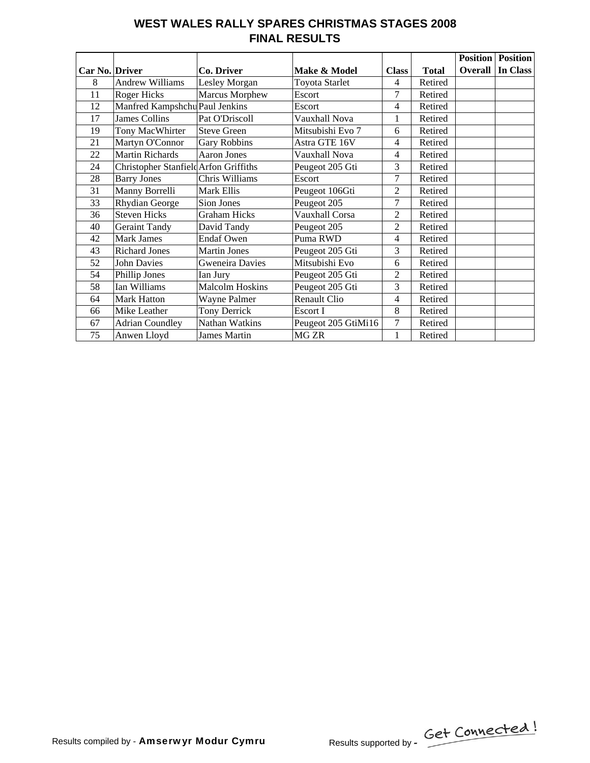# WEST WALES RALLY SPARES CHRISTMAS STAGES 2008
## FINAL RESULTS

| Car No. | Driver | Co. Driver | Make & Model | Class | Total | Position Overall | Position In Class |
|---|---|---|---|---|---|---|---|
| 8 | Andrew Williams | Lesley Morgan | Toyota Starlet | 4 | Retired | | |
| 11 | Roger Hicks | Marcus Morphew | Escort | 7 | Retired | | |
| 12 | Manfred Kampshchu | Paul Jenkins | Escort | 4 | Retired | | |
| 17 | James Collins | Pat O'Driscoll | Vauxhall Nova | 1 | Retired | | |
| 19 | Tony MacWhirter | Steve Green | Mitsubishi Evo 7 | 6 | Retired | | |
| 21 | Martyn O'Connor | Gary Robbins | Astra GTE 16V | 4 | Retired | | |
| 22 | Martin Richards | Aaron Jones | Vauxhall Nova | 4 | Retired | | |
| 24 | Christopher Stanfield | Arfon Griffiths | Peugeot 205 Gti | 3 | Retired | | |
| 28 | Barry Jones | Chris Williams | Escort | 7 | Retired | | |
| 31 | Manny Borrelli | Mark Ellis | Peugeot 106Gti | 2 | Retired | | |
| 33 | Rhydian George | Sion Jones | Peugeot 205 | 7 | Retired | | |
| 36 | Steven Hicks | Graham Hicks | Vauxhall Corsa | 2 | Retired | | |
| 40 | Geraint Tandy | David Tandy | Peugeot 205 | 2 | Retired | | |
| 42 | Mark James | Endaf Owen | Puma RWD | 4 | Retired | | |
| 43 | Richard Jones | Martin Jones | Peugeot 205 Gti | 3 | Retired | | |
| 52 | John Davies | Gweneira Davies | Mitsubishi Evo | 6 | Retired | | |
| 54 | Phillip Jones | Ian Jury | Peugeot 205 Gti | 2 | Retired | | |
| 58 | Ian Williams | Malcolm Hoskins | Peugeot 205 Gti | 3 | Retired | | |
| 64 | Mark Hatton | Wayne Palmer | Renault Clio | 4 | Retired | | |
| 66 | Mike Leather | Tony Derrick | Escort I | 8 | Retired | | |
| 67 | Adrian Coundley | Nathan Watkins | Peugeot 205 GtiMi16 | 7 | Retired | | |
| 75 | Anwen Lloyd | James Martin | MG ZR | 1 | Retired | | |

Results compiled by - **Amserwyr Modur Cymru** Results supported by - Get Connected!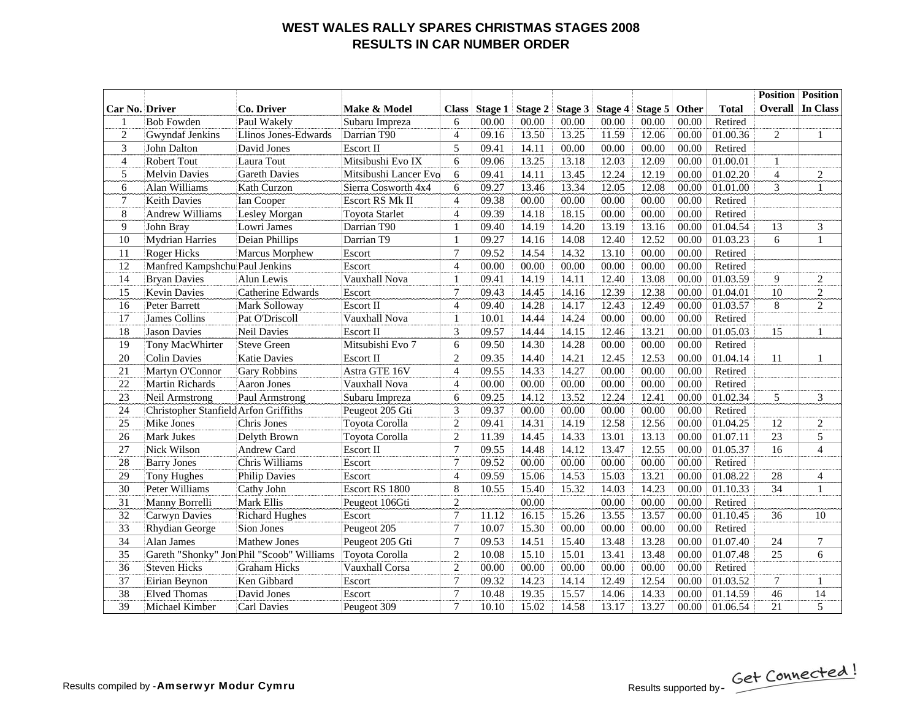# WEST WALES RALLY SPARES CHRISTMAS STAGES 2008

## RESULTS IN CAR NUMBER ORDER

| Car No. | Driver | Co. Driver | Make & Model | Class | Stage 1 | Stage 2 | Stage 3 | Stage 4 | Stage 5 | Other | Total | Position Overall | Position In Class |
|---|---|---|---|---|---|---|---|---|---|---|---|---|---|
| 1 | Bob Fowden | Paul Wakely | Subaru Impreza | 6 | 00.00 | 00.00 | 00.00 | 00.00 | 00.00 | 00.00 | Retired | | |
| 2 | Gwyndaf Jenkins | Llinos Jones-Edwards | Darrian T90 | 4 | 09.16 | 13.50 | 13.25 | 11.59 | 12.06 | 00.00 | 01.00.36 | 2 | 1 |
| 3 | John Dalton | David Jones | Escort II | 5 | 09.41 | 14.11 | 00.00 | 00.00 | 00.00 | 00.00 | Retired | | |
| 4 | Robert Tout | Laura Tout | Mitsibushi Evo IX | 6 | 09.06 | 13.25 | 13.18 | 12.03 | 12.09 | 00.00 | 01.00.01 | 1 | |
| 5 | Melvin Davies | Gareth Davies | Mitsibushi Lancer Evo | 6 | 09.41 | 14.11 | 13.45 | 12.24 | 12.19 | 00.00 | 01.02.20 | 4 | 2 |
| 6 | Alan Williams | Kath Curzon | Sierra Cosworth 4x4 | 6 | 09.27 | 13.46 | 13.34 | 12.05 | 12.08 | 00.00 | 01.01.00 | 3 | 1 |
| 7 | Keith Davies | Ian Cooper | Escort RS Mk II | 4 | 09.38 | 00.00 | 00.00 | 00.00 | 00.00 | 00.00 | Retired | | |
| 8 | Andrew Williams | Lesley Morgan | Toyota Starlet | 4 | 09.39 | 14.18 | 18.15 | 00.00 | 00.00 | 00.00 | Retired | | |
| 9 | John Bray | Lowri James | Darrian T90 | 1 | 09.40 | 14.19 | 14.20 | 13.19 | 13.16 | 00.00 | 01.04.54 | 13 | 3 |
| 10 | Mydrian Harries | Deian Phillips | Darrian T9 | 1 | 09.27 | 14.16 | 14.08 | 12.40 | 12.52 | 00.00 | 01.03.23 | 6 | 1 |
| 11 | Roger Hicks | Marcus Morphew | Escort | 7 | 09.52 | 14.54 | 14.32 | 13.10 | 00.00 | 00.00 | Retired | | |
| 12 | Manfred Kampshchu | Paul Jenkins | Escort | 4 | 00.00 | 00.00 | 00.00 | 00.00 | 00.00 | 00.00 | Retired | | |
| 14 | Bryan Davies | Alun Lewis | Vauxhall Nova | 1 | 09.41 | 14.19 | 14.11 | 12.40 | 13.08 | 00.00 | 01.03.59 | 9 | 2 |
| 15 | Kevin Davies | Catherine Edwards | Escort | 7 | 09.43 | 14.45 | 14.16 | 12.39 | 12.38 | 00.00 | 01.04.01 | 10 | 2 |
| 16 | Peter Barrett | Mark Solloway | Escort II | 4 | 09.40 | 14.28 | 14.17 | 12.43 | 12.49 | 00.00 | 01.03.57 | 8 | 2 |
| 17 | James Collins | Pat O'Driscoll | Vauxhall Nova | 1 | 10.01 | 14.44 | 14.24 | 00.00 | 00.00 | 00.00 | Retired | | |
| 18 | Jason Davies | Neil Davies | Escort II | 3 | 09.57 | 14.44 | 14.15 | 12.46 | 13.21 | 00.00 | 01.05.03 | 15 | 1 |
| 19 | Tony MacWhirter | Steve Green | Mitsubishi Evo 7 | 6 | 09.50 | 14.30 | 14.28 | 00.00 | 00.00 | 00.00 | Retired | | |
| 20 | Colin Davies | Katie Davies | Escort II | 2 | 09.35 | 14.40 | 14.21 | 12.45 | 12.53 | 00.00 | 01.04.14 | 11 | 1 |
| 21 | Martyn O'Connor | Gary Robbins | Astra GTE 16V | 4 | 09.55 | 14.33 | 14.27 | 00.00 | 00.00 | 00.00 | Retired | | |
| 22 | Martin Richards | Aaron Jones | Vauxhall Nova | 4 | 00.00 | 00.00 | 00.00 | 00.00 | 00.00 | 00.00 | Retired | | |
| 23 | Neil Armstrong | Paul Armstrong | Subaru Impreza | 6 | 09.25 | 14.12 | 13.52 | 12.24 | 12.41 | 00.00 | 01.02.34 | 5 | 3 |
| 24 | Christopher Stanfield | Arfon Griffiths | Peugeot 205 Gti | 3 | 09.37 | 00.00 | 00.00 | 00.00 | 00.00 | 00.00 | Retired | | |
| 25 | Mike Jones | Chris Jones | Toyota Corolla | 2 | 09.41 | 14.31 | 14.19 | 12.58 | 12.56 | 00.00 | 01.04.25 | 12 | 2 |
| 26 | Mark Jukes | Delyth Brown | Toyota Corolla | 2 | 11.39 | 14.45 | 14.33 | 13.01 | 13.13 | 00.00 | 01.07.11 | 23 | 5 |
| 27 | Nick Wilson | Andrew Card | Escort II | 7 | 09.55 | 14.48 | 14.12 | 13.47 | 12.55 | 00.00 | 01.05.37 | 16 | 4 |
| 28 | Barry Jones | Chris Williams | Escort | 7 | 09.52 | 00.00 | 00.00 | 00.00 | 00.00 | 00.00 | Retired | | |
| 29 | Tony Hughes | Philip Davies | Escort | 4 | 09.59 | 15.06 | 14.53 | 15.03 | 13.21 | 00.00 | 01.08.22 | 28 | 4 |
| 30 | Peter Williams | Cathy John | Escort RS 1800 | 8 | 10.55 | 15.40 | 15.32 | 14.03 | 14.23 | 00.00 | 01.10.33 | 34 | 1 |
| 31 | Manny Borrelli | Mark Ellis | Peugeot 106Gti | 2 | | 00.00 | | 00.00 | 00.00 | 00.00 | Retired | | |
| 32 | Carwyn Davies | Richard Hughes | Escort | 7 | 11.12 | 16.15 | 15.26 | 13.55 | 13.57 | 00.00 | 01.10.45 | 36 | 10 |
| 33 | Rhydian George | Sion Jones | Peugeot 205 | 7 | 10.07 | 15.30 | 00.00 | 00.00 | 00.00 | 00.00 | Retired | | |
| 34 | Alan James | Mathew Jones | Peugeot 205 Gti | 7 | 09.53 | 14.51 | 15.40 | 13.48 | 13.28 | 00.00 | 01.07.40 | 24 | 7 |
| 35 | Gareth "Shonky" Jon | Phil "Scoob" Williams | Toyota Corolla | 2 | 10.08 | 15.10 | 15.01 | 13.41 | 13.48 | 00.00 | 01.07.48 | 25 | 6 |
| 36 | Steven Hicks | Graham Hicks | Vauxhall Corsa | 2 | 00.00 | 00.00 | 00.00 | 00.00 | 00.00 | 00.00 | Retired | | |
| 37 | Eirian Beynon | Ken Gibbard | Escort | 7 | 09.32 | 14.23 | 14.14 | 12.49 | 12.54 | 00.00 | 01.03.52 | 7 | 1 |
| 38 | Elved Thomas | David Jones | Escort | 7 | 10.48 | 19.35 | 15.57 | 14.06 | 14.33 | 00.00 | 01.14.59 | 46 | 14 |
| 39 | Michael Kimber | Carl Davies | Peugeot 309 | 7 | 10.10 | 15.02 | 14.58 | 13.17 | 13.27 | 00.00 | 01.06.54 | 21 | 5 |

Results compiled by - **Amserwyr Modur Cymru**

Results supported by - Get Connected!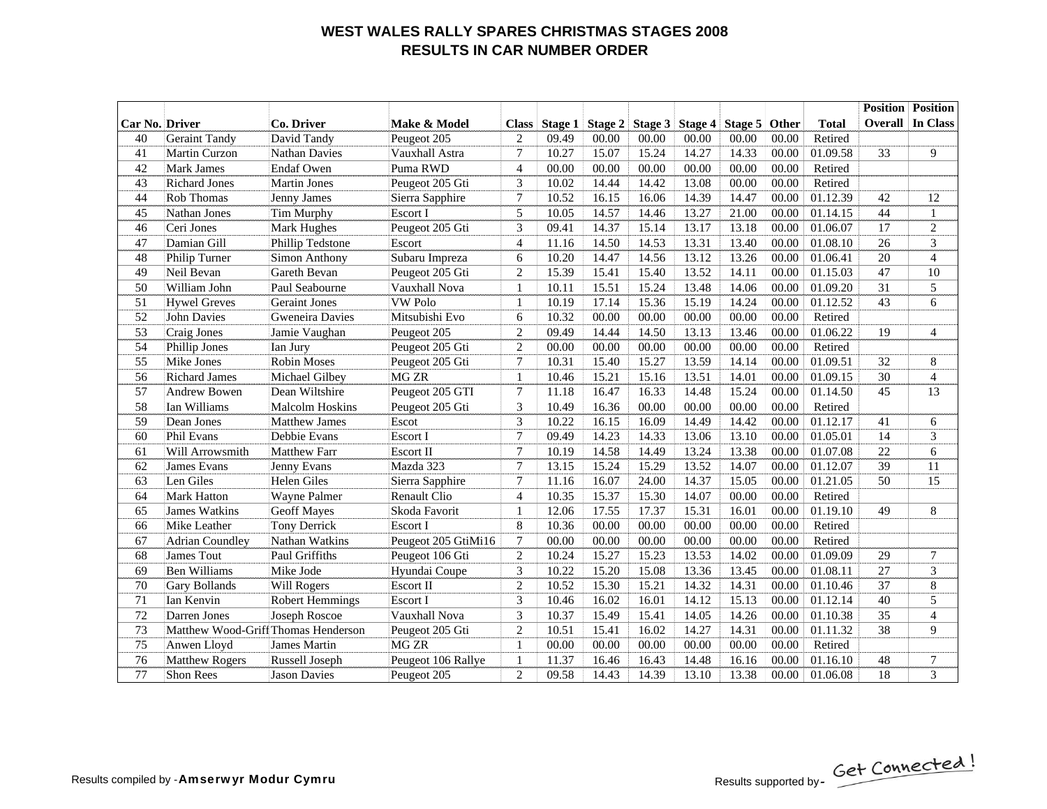# WEST WALES RALLY SPARES CHRISTMAS STAGES 2008
## RESULTS IN CAR NUMBER ORDER

| Car No. | Driver | Co. Driver | Make & Model | Class | Stage 1 | Stage 2 | Stage 3 | Stage 4 | Stage 5 | Other | Total | Position Overall | Position In Class |
|---|---|---|---|---|---|---|---|---|---|---|---|---|---|
| 40 | Geraint Tandy | David Tandy | Peugeot 205 | 2 | 09.49 | 00.00 | 00.00 | 00.00 | 00.00 | 00.00 | Retired | | |
| 41 | Martin Curzon | Nathan Davies | Vauxhall Astra | 7 | 10.27 | 15.07 | 15.24 | 14.27 | 14.33 | 00.00 | 01.09.58 | 33 | 9 |
| 42 | Mark James | Endaf Owen | Puma RWD | 4 | 00.00 | 00.00 | 00.00 | 00.00 | 00.00 | 00.00 | Retired | | |
| 43 | Richard Jones | Martin Jones | Peugeot 205 Gti | 3 | 10.02 | 14.44 | 14.42 | 13.08 | 00.00 | 00.00 | Retired | | |
| 44 | Rob Thomas | Jenny James | Sierra Sapphire | 7 | 10.52 | 16.15 | 16.06 | 14.39 | 14.47 | 00.00 | 01.12.39 | 42 | 12 |
| 45 | Nathan Jones | Tim Murphy | Escort I | 5 | 10.05 | 14.57 | 14.46 | 13.27 | 21.00 | 00.00 | 01.14.15 | 44 | 1 |
| 46 | Ceri Jones | Mark Hughes | Peugeot 205 Gti | 3 | 09.41 | 14.37 | 15.14 | 13.17 | 13.18 | 00.00 | 01.06.07 | 17 | 2 |
| 47 | Damian Gill | Phillip Tedstone | Escort | 4 | 11.16 | 14.50 | 14.53 | 13.31 | 13.40 | 00.00 | 01.08.10 | 26 | 3 |
| 48 | Philip Turner | Simon Anthony | Subaru Impreza | 6 | 10.20 | 14.47 | 14.56 | 13.12 | 13.26 | 00.00 | 01.06.41 | 20 | 4 |
| 49 | Neil Bevan | Gareth Bevan | Peugeot 205 Gti | 2 | 15.39 | 15.41 | 15.40 | 13.52 | 14.11 | 00.00 | 01.15.03 | 47 | 10 |
| 50 | William John | Paul Seabourne | Vauxhall Nova | 1 | 10.11 | 15.51 | 15.24 | 13.48 | 14.06 | 00.00 | 01.09.20 | 31 | 5 |
| 51 | Hywel Greves | Geraint Jones | VW Polo | 1 | 10.19 | 17.14 | 15.36 | 15.19 | 14.24 | 00.00 | 01.12.52 | 43 | 6 |
| 52 | John Davies | Gweneira Davies | Mitsubishi Evo | 6 | 10.32 | 00.00 | 00.00 | 00.00 | 00.00 | 00.00 | Retired | | |
| 53 | Craig Jones | Jamie Vaughan | Peugeot 205 | 2 | 09.49 | 14.44 | 14.50 | 13.13 | 13.46 | 00.00 | 01.06.22 | 19 | 4 |
| 54 | Phillip Jones | Ian Jury | Peugeot 205 Gti | 2 | 00.00 | 00.00 | 00.00 | 00.00 | 00.00 | 00.00 | Retired | | |
| 55 | Mike Jones | Robin Moses | Peugeot 205 Gti | 7 | 10.31 | 15.40 | 15.27 | 13.59 | 14.14 | 00.00 | 01.09.51 | 32 | 8 |
| 56 | Richard James | Michael Gilbey | MG ZR | 1 | 10.46 | 15.21 | 15.16 | 13.51 | 14.01 | 00.00 | 01.09.15 | 30 | 4 |
| 57 | Andrew Bowen | Dean Wiltshire | Peugeot 205 GTI | 7 | 11.18 | 16.47 | 16.33 | 14.48 | 15.24 | 00.00 | 01.14.50 | 45 | 13 |
| 58 | Ian Williams | Malcolm Hoskins | Peugeot 205 Gti | 3 | 10.49 | 16.36 | 00.00 | 00.00 | 00.00 | 00.00 | Retired | | |
| 59 | Dean Jones | Matthew James | Escot | 3 | 10.22 | 16.15 | 16.09 | 14.49 | 14.42 | 00.00 | 01.12.17 | 41 | 6 |
| 60 | Phil Evans | Debbie Evans | Escort I | 7 | 09.49 | 14.23 | 14.33 | 13.06 | 13.10 | 00.00 | 01.05.01 | 14 | 3 |
| 61 | Will Arrowsmith | Matthew Farr | Escort II | 7 | 10.19 | 14.58 | 14.49 | 13.24 | 13.38 | 00.00 | 01.07.08 | 22 | 6 |
| 62 | James Evans | Jenny Evans | Mazda 323 | 7 | 13.15 | 15.24 | 15.29 | 13.52 | 14.07 | 00.00 | 01.12.07 | 39 | 11 |
| 63 | Len Giles | Helen Giles | Sierra Sapphire | 7 | 11.16 | 16.07 | 24.00 | 14.37 | 15.05 | 00.00 | 01.21.05 | 50 | 15 |
| 64 | Mark Hatton | Wayne Palmer | Renault Clio | 4 | 10.35 | 15.37 | 15.30 | 14.07 | 00.00 | 00.00 | Retired | | |
| 65 | James Watkins | Geoff Mayes | Skoda Favorit | 1 | 12.06 | 17.55 | 17.37 | 15.31 | 16.01 | 00.00 | 01.19.10 | 49 | 8 |
| 66 | Mike Leather | Tony Derrick | Escort I | 8 | 10.36 | 00.00 | 00.00 | 00.00 | 00.00 | 00.00 | Retired | | |
| 67 | Adrian Coundley | Nathan Watkins | Peugeot 205 GtiMi16 | 7 | 00.00 | 00.00 | 00.00 | 00.00 | 00.00 | 00.00 | Retired | | |
| 68 | James Tout | Paul Griffiths | Peugeot 106 Gti | 2 | 10.24 | 15.27 | 15.23 | 13.53 | 14.02 | 00.00 | 01.09.09 | 29 | 7 |
| 69 | Ben Williams | Mike Jode | Hyundai Coupe | 3 | 10.22 | 15.20 | 15.08 | 13.36 | 13.45 | 00.00 | 01.08.11 | 27 | 3 |
| 70 | Gary Bollands | Will Rogers | Escort II | 2 | 10.52 | 15.30 | 15.21 | 14.32 | 14.31 | 00.00 | 01.10.46 | 37 | 8 |
| 71 | Ian Kenvin | Robert Hemmings | Escort I | 3 | 10.46 | 16.02 | 16.01 | 14.12 | 15.13 | 00.00 | 01.12.14 | 40 | 5 |
| 72 | Darren Jones | Joseph Roscoe | Vauxhall Nova | 3 | 10.37 | 15.49 | 15.41 | 14.05 | 14.26 | 00.00 | 01.10.38 | 35 | 4 |
| 73 | Matthew Wood-Griff | Thomas Henderson | Peugeot 205 Gti | 2 | 10.51 | 15.41 | 16.02 | 14.27 | 14.31 | 00.00 | 01.11.32 | 38 | 9 |
| 75 | Anwen Lloyd | James Martin | MG ZR | 1 | 00.00 | 00.00 | 00.00 | 00.00 | 00.00 | 00.00 | Retired | | |
| 76 | Matthew Rogers | Russell Joseph | Peugeot 106 Rallye | 1 | 11.37 | 16.46 | 16.43 | 14.48 | 16.16 | 00.00 | 01.16.10 | 48 | 7 |
| 77 | Shon Rees | Jason Davies | Peugeot 205 | 2 | 09.58 | 14.43 | 14.39 | 13.10 | 13.38 | 00.00 | 01.06.08 | 18 | 3 |

Results compiled by - **Amserwyr Modur Cymru**

Results supported by - Get Connected!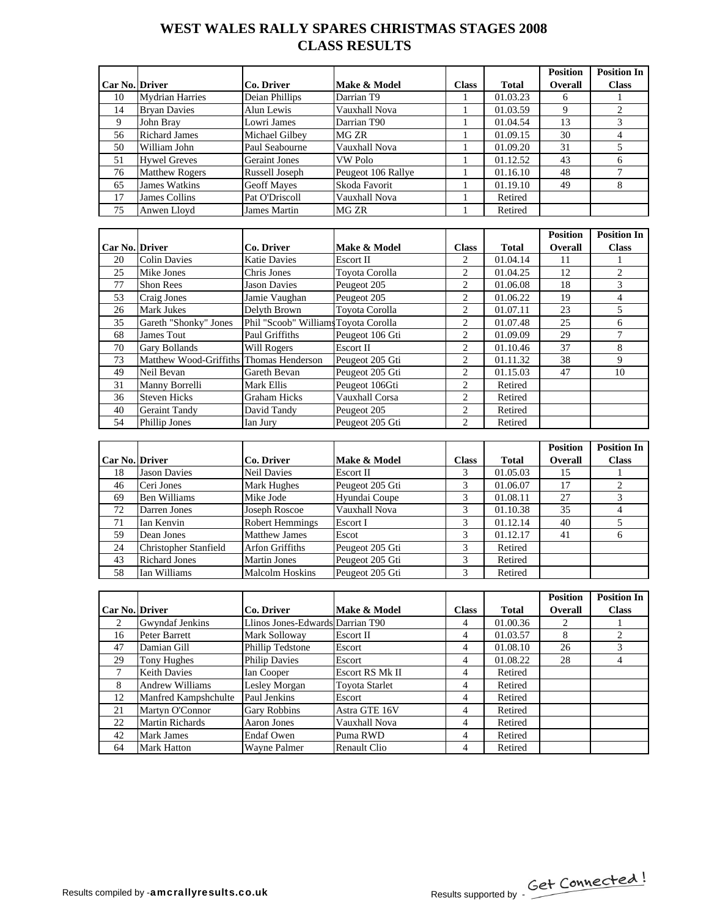# WEST WALES RALLY SPARES CHRISTMAS STAGES 2008
## CLASS RESULTS

| Car No. | Driver | Co. Driver | Make & Model | Class | Total | Position Overall | Position In Class |
|---|---|---|---|---|---|---|---|
| 10 | Mydrian Harries | Deian Phillips | Darrian T9 | 1 | 01.03.23 | 6 | 1 |
| 14 | Bryan Davies | Alun Lewis | Vauxhall Nova | 1 | 01.03.59 | 9 | 2 |
| 9 | John Bray | Lowri James | Darrian T90 | 1 | 01.04.54 | 13 | 3 |
| 56 | Richard James | Michael Gilbey | MG ZR | 1 | 01.09.15 | 30 | 4 |
| 50 | William John | Paul Seabourne | Vauxhall Nova | 1 | 01.09.20 | 31 | 5 |
| 51 | Hywel Greves | Geraint Jones | VW Polo | 1 | 01.12.52 | 43 | 6 |
| 76 | Matthew Rogers | Russell Joseph | Peugeot 106 Rallye | 1 | 01.16.10 | 48 | 7 |
| 65 | James Watkins | Geoff Mayes | Skoda Favorit | 1 | 01.19.10 | 49 | 8 |
| 17 | James Collins | Pat O'Driscoll | Vauxhall Nova | 1 | Retired | | |
| 75 | Anwen Lloyd | James Martin | MG ZR | 1 | Retired | | |

| Car No. | Driver | Co. Driver | Make & Model | Class | Total | Position Overall | Position In Class |
|---|---|---|---|---|---|---|---|
| 20 | Colin Davies | Katie Davies | Escort II | 2 | 01.04.14 | 11 | 1 |
| 25 | Mike Jones | Chris Jones | Toyota Corolla | 2 | 01.04.25 | 12 | 2 |
| 77 | Shon Rees | Jason Davies | Peugeot 205 | 2 | 01.06.08 | 18 | 3 |
| 53 | Craig Jones | Jamie Vaughan | Peugeot 205 | 2 | 01.06.22 | 19 | 4 |
| 26 | Mark Jukes | Delyth Brown | Toyota Corolla | 2 | 01.07.11 | 23 | 5 |
| 35 | Gareth "Shonky" Jones | Phil "Scoob" Williams | Toyota Corolla | 2 | 01.07.48 | 25 | 6 |
| 68 | James Tout | Paul Griffiths | Peugeot 106 Gti | 2 | 01.09.09 | 29 | 7 |
| 70 | Gary Bollands | Will Rogers | Escort II | 2 | 01.10.46 | 37 | 8 |
| 73 | Matthew Wood-Griffiths | Thomas Henderson | Peugeot 205 Gti | 2 | 01.11.32 | 38 | 9 |
| 49 | Neil Bevan | Gareth Bevan | Peugeot 205 Gti | 2 | 01.15.03 | 47 | 10 |
| 31 | Manny Borrelli | Mark Ellis | Peugeot 106Gti | 2 | Retired | | |
| 36 | Steven Hicks | Graham Hicks | Vauxhall Corsa | 2 | Retired | | |
| 40 | Geraint Tandy | David Tandy | Peugeot 205 | 2 | Retired | | |
| 54 | Phillip Jones | Ian Jury | Peugeot 205 Gti | 2 | Retired | | |

| Car No. | Driver | Co. Driver | Make & Model | Class | Total | Position Overall | Position In Class |
|---|---|---|---|---|---|---|---|
| 18 | Jason Davies | Neil Davies | Escort II | 3 | 01.05.03 | 15 | 1 |
| 46 | Ceri Jones | Mark Hughes | Peugeot 205 Gti | 3 | 01.06.07 | 17 | 2 |
| 69 | Ben Williams | Mike Jode | Hyundai Coupe | 3 | 01.08.11 | 27 | 3 |
| 72 | Darren Jones | Joseph Roscoe | Vauxhall Nova | 3 | 01.10.38 | 35 | 4 |
| 71 | Ian Kenvin | Robert Hemmings | Escort I | 3 | 01.12.14 | 40 | 5 |
| 59 | Dean Jones | Matthew James | Escot | 3 | 01.12.17 | 41 | 6 |
| 24 | Christopher Stanfield | Arfon Griffiths | Peugeot 205 Gti | 3 | Retired | | |
| 43 | Richard Jones | Martin Jones | Peugeot 205 Gti | 3 | Retired | | |
| 58 | Ian Williams | Malcolm Hoskins | Peugeot 205 Gti | 3 | Retired | | |

| Car No. | Driver | Co. Driver | Make & Model | Class | Total | Position Overall | Position In Class |
|---|---|---|---|---|---|---|---|
| 2 | Gwyndaf Jenkins | Llinos Jones-Edwards | Darrian T90 | 4 | 01.00.36 | 2 | 1 |
| 16 | Peter Barrett | Mark Solloway | Escort II | 4 | 01.03.57 | 8 | 2 |
| 47 | Damian Gill | Phillip Tedstone | Escort | 4 | 01.08.10 | 26 | 3 |
| 29 | Tony Hughes | Philip Davies | Escort | 4 | 01.08.22 | 28 | 4 |
| 7 | Keith Davies | Ian Cooper | Escort RS Mk II | 4 | Retired | | |
| 8 | Andrew Williams | Lesley Morgan | Toyota Starlet | 4 | Retired | | |
| 12 | Manfred Kampshchulte | Paul Jenkins | Escort | 4 | Retired | | |
| 21 | Martyn O'Connor | Gary Robbins | Astra GTE 16V | 4 | Retired | | |
| 22 | Martin Richards | Aaron Jones | Vauxhall Nova | 4 | Retired | | |
| 42 | Mark James | Endaf Owen | Puma RWD | 4 | Retired | | |
| 64 | Mark Hatton | Wayne Palmer | Renault Clio | 4 | Retired | | |

Results compiled by - **amcrallyresults.co.uk**

Results supported by - Get Connected!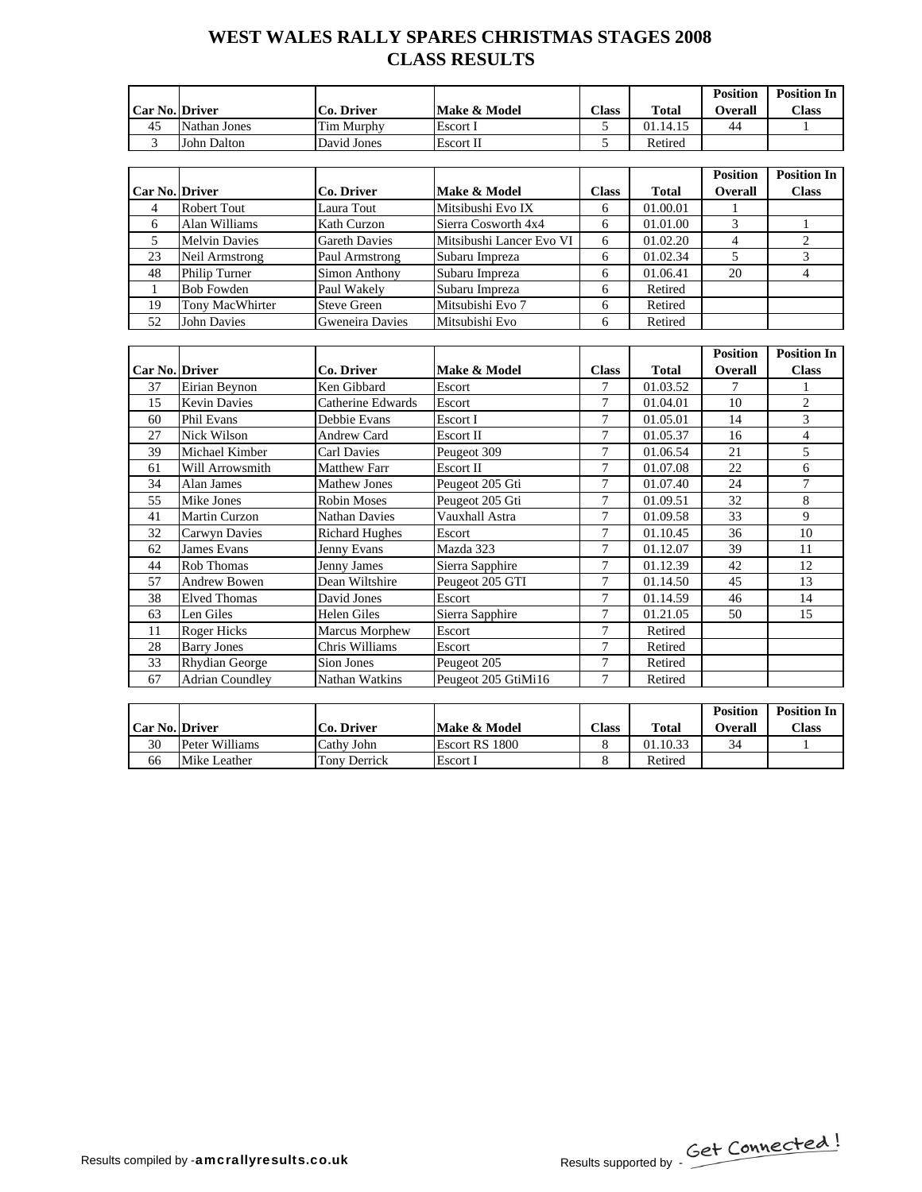# WEST WALES RALLY SPARES CHRISTMAS STAGES 2008
# CLASS RESULTS

| Car No. | Driver | Co. Driver | Make & Model | Class | Total | Position Overall | Position In Class |
|---|---|---|---|---|---|---|---|
| 45 | Nathan Jones | Tim Murphy | Escort I | 5 | 01.14.15 | 44 | 1 |
| 3 | John Dalton | David Jones | Escort II | 5 | Retired | | |

| Car No. | Driver | Co. Driver | Make & Model | Class | Total | Position Overall | Position In Class |
|---|---|---|---|---|---|---|---|
| 4 | Robert Tout | Laura Tout | Mitsibushi Evo IX | 6 | 01.00.01 | 1 | |
| 6 | Alan Williams | Kath Curzon | Sierra Cosworth 4x4 | 6 | 01.01.00 | 3 | 1 |
| 5 | Melvin Davies | Gareth Davies | Mitsibushi Lancer Evo VI | 6 | 01.02.20 | 4 | 2 |
| 23 | Neil Armstrong | Paul Armstrong | Subaru Impreza | 6 | 01.02.34 | 5 | 3 |
| 48 | Philip Turner | Simon Anthony | Subaru Impreza | 6 | 01.06.41 | 20 | 4 |
| 1 | Bob Fowden | Paul Wakely | Subaru Impreza | 6 | Retired | | |
| 19 | Tony MacWhirter | Steve Green | Mitsubishi Evo 7 | 6 | Retired | | |
| 52 | John Davies | Gweneira Davies | Mitsibushi Evo | 6 | Retired | | |

| Car No. | Driver | Co. Driver | Make & Model | Class | Total | Position Overall | Position In Class |
|---|---|---|---|---|---|---|---|
| 37 | Eirian Beynon | Ken Gibbard | Escort | 7 | 01.03.52 | 7 | 1 |
| 15 | Kevin Davies | Catherine Edwards | Escort | 7 | 01.04.01 | 10 | 2 |
| 60 | Phil Evans | Debbie Evans | Escort I | 7 | 01.05.01 | 14 | 3 |
| 27 | Nick Wilson | Andrew Card | Escort II | 7 | 01.05.37 | 16 | 4 |
| 39 | Michael Kimber | Carl Davies | Peugeot 309 | 7 | 01.06.54 | 21 | 5 |
| 61 | Will Arrowsmith | Matthew Farr | Escort II | 7 | 01.07.08 | 22 | 6 |
| 34 | Alan James | Mathew Jones | Peugeot 205 Gti | 7 | 01.07.40 | 24 | 7 |
| 55 | Mike Jones | Robin Moses | Peugeot 205 Gti | 7 | 01.09.51 | 32 | 8 |
| 41 | Martin Curzon | Nathan Davies | Vauxhall Astra | 7 | 01.09.58 | 33 | 9 |
| 32 | Carwyn Davies | Richard Hughes | Escort | 7 | 01.10.45 | 36 | 10 |
| 62 | James Evans | Jenny Evans | Mazda 323 | 7 | 01.12.07 | 39 | 11 |
| 44 | Rob Thomas | Jenny James | Sierra Sapphire | 7 | 01.12.39 | 42 | 12 |
| 57 | Andrew Bowen | Dean Wiltshire | Peugeot 205 GTI | 7 | 01.14.50 | 45 | 13 |
| 38 | Elved Thomas | David Jones | Escort | 7 | 01.14.59 | 46 | 14 |
| 63 | Len Giles | Helen Giles | Sierra Sapphire | 7 | 01.21.05 | 50 | 15 |
| 11 | Roger Hicks | Marcus Morphew | Escort | 7 | Retired | | |
| 28 | Barry Jones | Chris Williams | Escort | 7 | Retired | | |
| 33 | Rhydian George | Sion Jones | Peugeot 205 | 7 | Retired | | |
| 67 | Adrian Coundley | Nathan Watkins | Peugeot 205 GtiMi16 | 7 | Retired | | |

| Car No. | Driver | Co. Driver | Make & Model | Class | Total | Position Overall | Position In Class |
|---|---|---|---|---|---|---|---|
| 30 | Peter Williams | Cathy John | Escort RS 1800 | 8 | 01.10.33 | 34 | 1 |
| 66 | Mike Leather | Tony Derrick | Escort I | 8 | Retired | | |

Results compiled by - **amcrallyresults.co.uk**

Results supported by - Get Connected!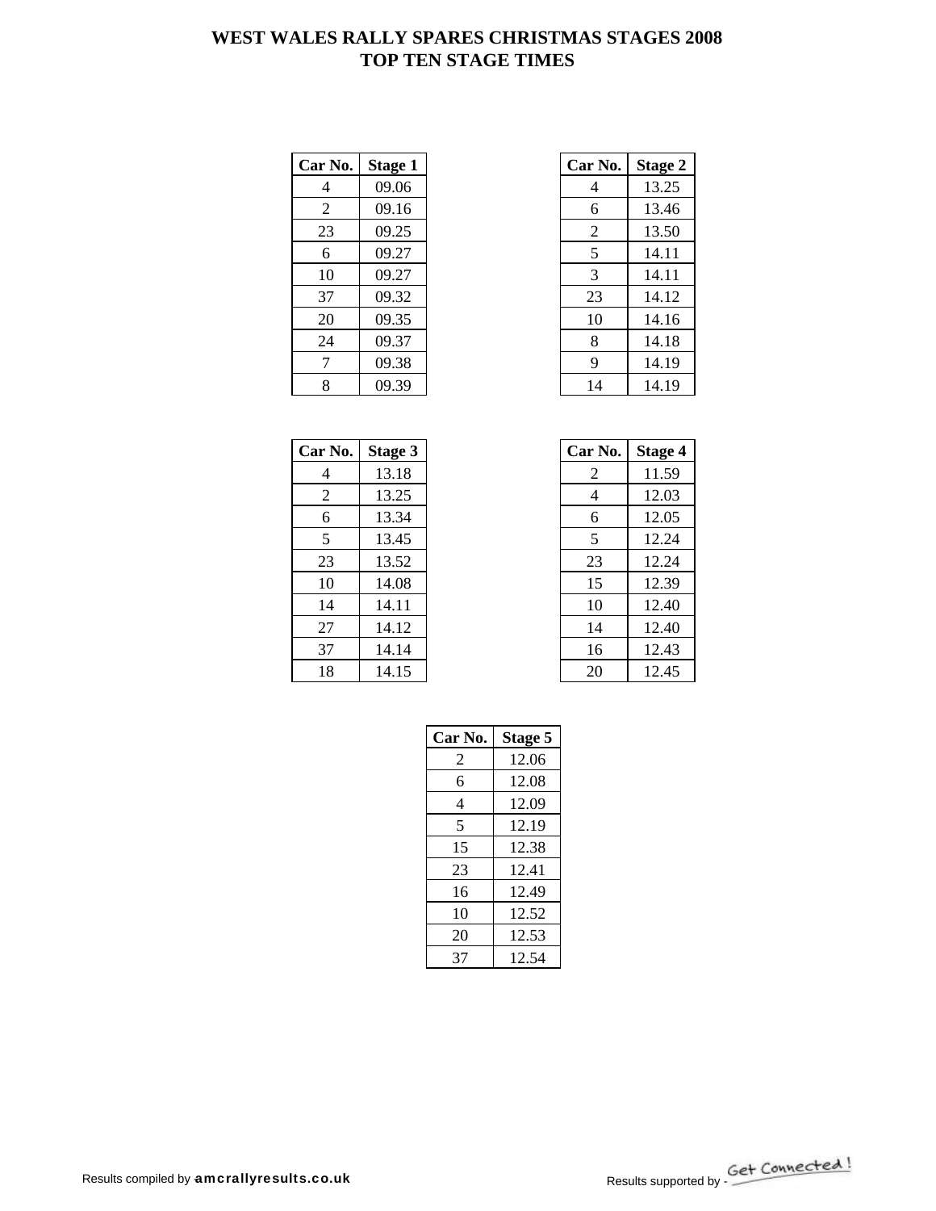# WEST WALES RALLY SPARES CHRISTMAS STAGES 2008
## TOP TEN STAGE TIMES

| Car No. | Stage 1 |
|---|---|
| 4 | 09.06 |
| 2 | 09.16 |
| 23 | 09.25 |
| 6 | 09.27 |
| 10 | 09.27 |
| 37 | 09.32 |
| 20 | 09.35 |
| 24 | 09.37 |
| 7 | 09.38 |
| 8 | 09.39 |

| Car No. | Stage 2 |
|---|---|
| 4 | 13.25 |
| 6 | 13.46 |
| 2 | 13.50 |
| 5 | 14.11 |
| 3 | 14.11 |
| 23 | 14.12 |
| 10 | 14.16 |
| 8 | 14.18 |
| 9 | 14.19 |
| 14 | 14.19 |

| Car No. | Stage 3 |
|---|---|
| 4 | 13.18 |
| 2 | 13.25 |
| 6 | 13.34 |
| 5 | 13.45 |
| 23 | 13.52 |
| 10 | 14.08 |
| 14 | 14.11 |
| 27 | 14.12 |
| 37 | 14.14 |
| 18 | 14.15 |

| Car No. | Stage 4 |
|---|---|
| 2 | 11.59 |
| 4 | 12.03 |
| 6 | 12.05 |
| 5 | 12.24 |
| 23 | 12.24 |
| 15 | 12.39 |
| 10 | 12.40 |
| 14 | 12.40 |
| 16 | 12.43 |
| 20 | 12.45 |

| Car No. | Stage 5 |
|---|---|
| 2 | 12.06 |
| 6 | 12.08 |
| 4 | 12.09 |
| 5 | 12.19 |
| 15 | 12.38 |
| 23 | 12.41 |
| 16 | 12.49 |
| 10 | 12.52 |
| 20 | 12.53 |
| 37 | 12.54 |

Results compiled by **amcrallyresults.co.uk**

Results supported by - Get Connected!